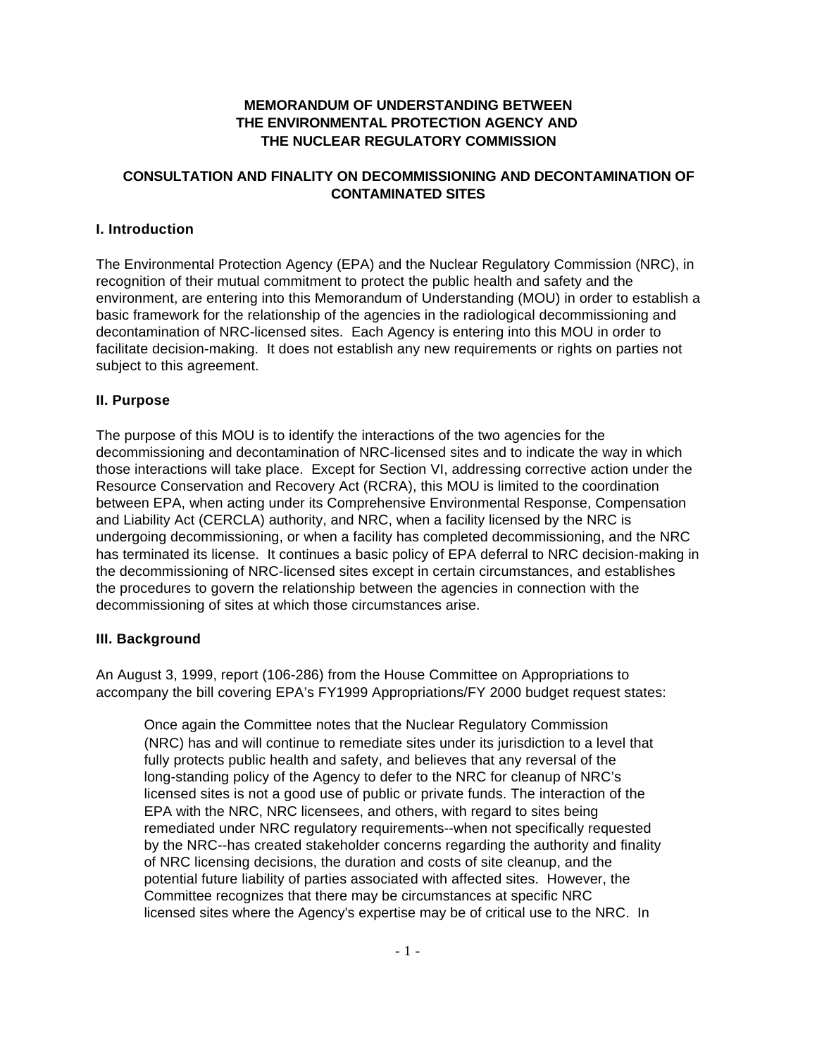# MEMORANDUM OF UNDERSTANDING BETWEEN THE ENVIRONMENTAL PROTECTION AGENCY AND THE NUCLEAR REGULATORY COMMISSION

## CONSULTATION AND FINALITY ON DECOMMISSIONING AND DECONTAMINATION OF CONTAMINATED SITES

### I. Introduction

The Environmental Protection Agency (EPA) and the Nuclear Regulatory Commission (NRC), in recognition of their mutual commitment to protect the public health and safety and the environment, are entering into this Memorandum of Understanding (MOU) in order to establish a basic framework for the relationship of the agencies in the radiological decommissioning and decontamination of NRC-licensed sites. Each Agency is entering into this MOU in order to facilitate decision-making. It does not establish any new requirements or rights on parties not subject to this agreement.

### II. Purpose

The purpose of this MOU is to identify the interactions of the two agencies for the decommissioning and decontamination of NRC-licensed sites and to indicate the way in which those interactions will take place. Except for Section VI, addressing corrective action under the Resource Conservation and Recovery Act (RCRA), this MOU is limited to the coordination between EPA, when acting under its Comprehensive Environmental Response, Compensation and Liability Act (CERCLA) authority, and NRC, when a facility licensed by the NRC is undergoing decommissioning, or when a facility has completed decommissioning, and the NRC has terminated its license. It continues a basic policy of EPA deferral to NRC decision-making in the decommissioning of NRC-licensed sites except in certain circumstances, and establishes the procedures to govern the relationship between the agencies in connection with the decommissioning of sites at which those circumstances arise.

### III. Background

An August 3, 1999, report (106-286) from the House Committee on Appropriations to accompany the bill covering EPA's FY1999 Appropriations/FY 2000 budget request states:

> Once again the Committee notes that the Nuclear Regulatory Commission (NRC) has and will continue to remediate sites under its jurisdiction to a level that fully protects public health and safety, and believes that any reversal of the long-standing policy of the Agency to defer to the NRC for cleanup of NRC's licensed sites is not a good use of public or private funds. The interaction of the EPA with the NRC, NRC licensees, and others, with regard to sites being remediated under NRC regulatory requirements--when not specifically requested by the NRC--has created stakeholder concerns regarding the authority and finality of NRC licensing decisions, the duration and costs of site cleanup, and the potential future liability of parties associated with affected sites. However, the Committee recognizes that there may be circumstances at specific NRC licensed sites where the Agency's expertise may be of critical use to the NRC. In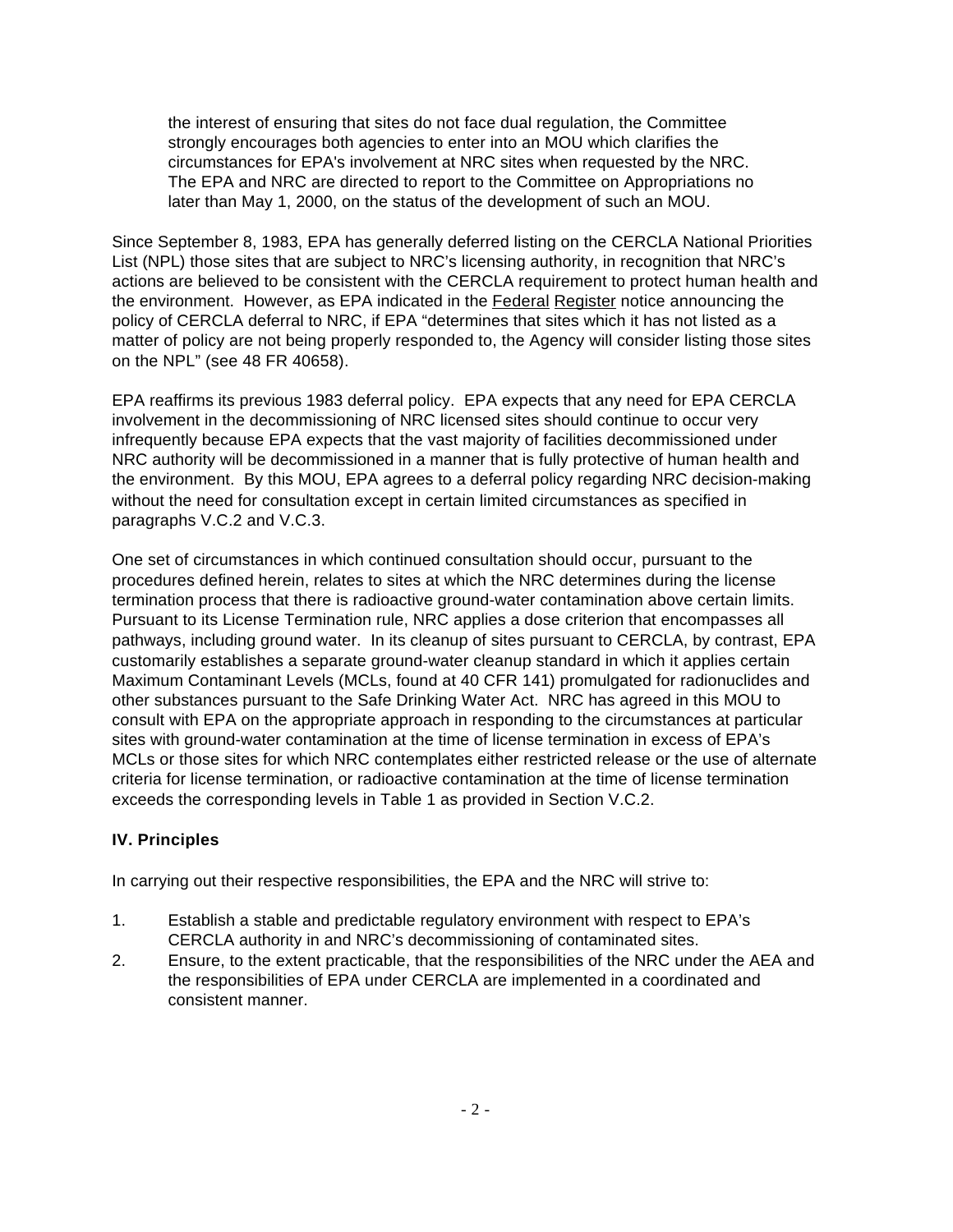> the interest of ensuring that sites do not face dual regulation, the Committee strongly encourages both agencies to enter into an MOU which clarifies the circumstances for EPA's involvement at NRC sites when requested by the NRC. The EPA and NRC are directed to report to the Committee on Appropriations no later than May 1, 2000, on the status of the development of such an MOU.

Since September 8, 1983, EPA has generally deferred listing on the CERCLA National Priorities List (NPL) those sites that are subject to NRC's licensing authority, in recognition that NRC's actions are believed to be consistent with the CERCLA requirement to protect human health and the environment. However, as EPA indicated in the Federal Register notice announcing the policy of CERCLA deferral to NRC, if EPA "determines that sites which it has not listed as a matter of policy are not being properly responded to, the Agency will consider listing those sites on the NPL" (see 48 FR 40658).

EPA reaffirms its previous 1983 deferral policy. EPA expects that any need for EPA CERCLA involvement in the decommissioning of NRC licensed sites should continue to occur very infrequently because EPA expects that the vast majority of facilities decommissioned under NRC authority will be decommissioned in a manner that is fully protective of human health and the environment. By this MOU, EPA agrees to a deferral policy regarding NRC decision-making without the need for consultation except in certain limited circumstances as specified in paragraphs V.C.2 and V.C.3.

One set of circumstances in which continued consultation should occur, pursuant to the procedures defined herein, relates to sites at which the NRC determines during the license termination process that there is radioactive ground-water contamination above certain limits. Pursuant to its License Termination rule, NRC applies a dose criterion that encompasses all pathways, including ground water. In its cleanup of sites pursuant to CERCLA, by contrast, EPA customarily establishes a separate ground-water cleanup standard in which it applies certain Maximum Contaminant Levels (MCLs, found at 40 CFR 141) promulgated for radionuclides and other substances pursuant to the Safe Drinking Water Act. NRC has agreed in this MOU to consult with EPA on the appropriate approach in responding to the circumstances at particular sites with ground-water contamination at the time of license termination in excess of EPA's MCLs or those sites for which NRC contemplates either restricted release or the use of alternate criteria for license termination, or radioactive contamination at the time of license termination exceeds the corresponding levels in Table 1 as provided in Section V.C.2.

## IV. Principles

In carrying out their respective responsibilities, the EPA and the NRC will strive to:

1. Establish a stable and predictable regulatory environment with respect to EPA's CERCLA authority in and NRC's decommissioning of contaminated sites.
2. Ensure, to the extent practicable, that the responsibilities of the NRC under the AEA and the responsibilities of EPA under CERCLA are implemented in a coordinated and consistent manner.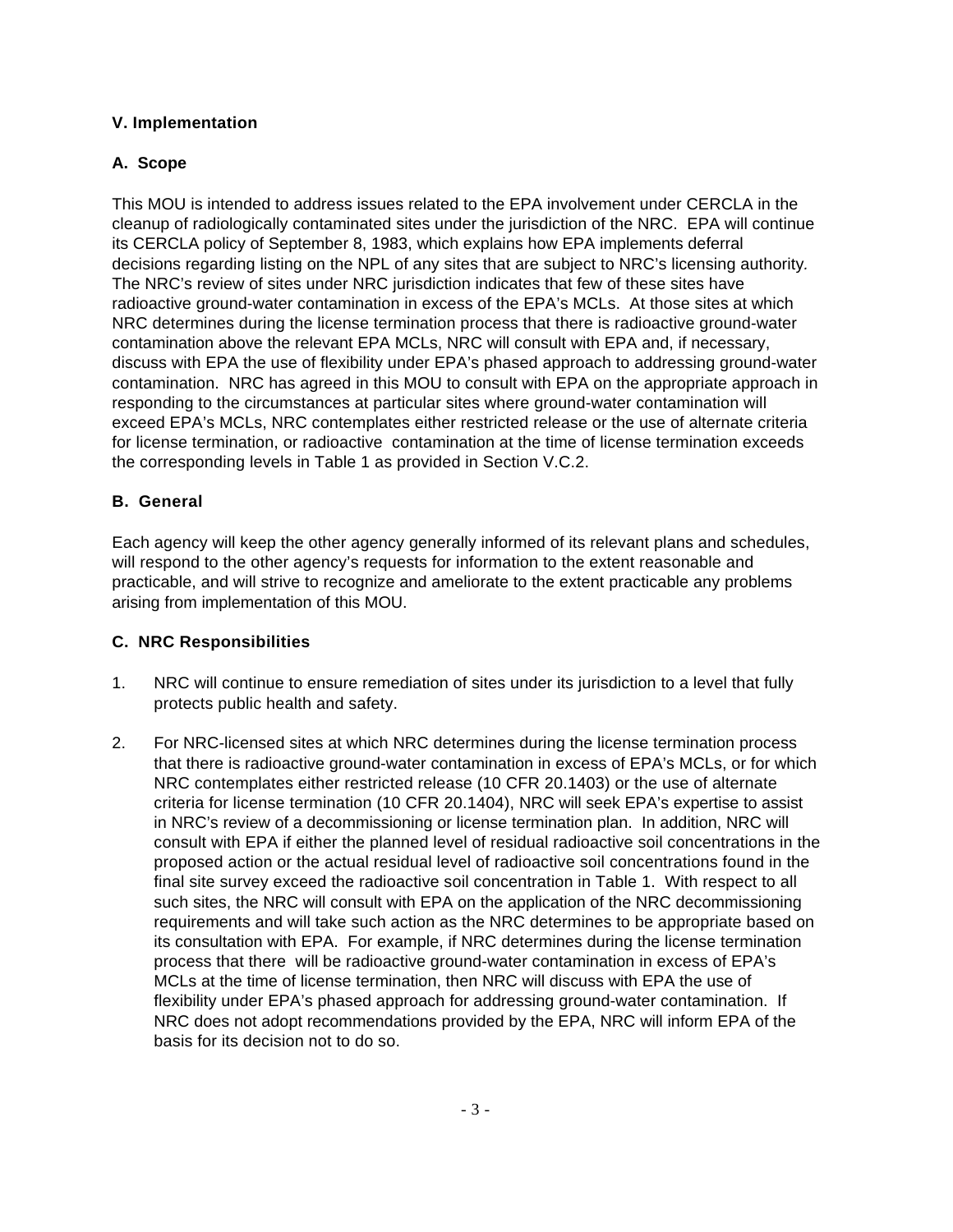## V. Implementation

### A. Scope

This MOU is intended to address issues related to the EPA involvement under CERCLA in the cleanup of radiologically contaminated sites under the jurisdiction of the NRC. EPA will continue its CERCLA policy of September 8, 1983, which explains how EPA implements deferral decisions regarding listing on the NPL of any sites that are subject to NRC's licensing authority. The NRC's review of sites under NRC jurisdiction indicates that few of these sites have radioactive ground-water contamination in excess of the EPA's MCLs. At those sites at which NRC determines during the license termination process that there is radioactive ground-water contamination above the relevant EPA MCLs, NRC will consult with EPA and, if necessary, discuss with EPA the use of flexibility under EPA's phased approach to addressing ground-water contamination. NRC has agreed in this MOU to consult with EPA on the appropriate approach in responding to the circumstances at particular sites where ground-water contamination will exceed EPA's MCLs, NRC contemplates either restricted release or the use of alternate criteria for license termination, or radioactive contamination at the time of license termination exceeds the corresponding levels in Table 1 as provided in Section V.C.2.

### B. General

Each agency will keep the other agency generally informed of its relevant plans and schedules, will respond to the other agency's requests for information to the extent reasonable and practicable, and will strive to recognize and ameliorate to the extent practicable any problems arising from implementation of this MOU.

### C. NRC Responsibilities

1. NRC will continue to ensure remediation of sites under its jurisdiction to a level that fully protects public health and safety.

2. For NRC-licensed sites at which NRC determines during the license termination process that there is radioactive ground-water contamination in excess of EPA's MCLs, or for which NRC contemplates either restricted release (10 CFR 20.1403) or the use of alternate criteria for license termination (10 CFR 20.1404), NRC will seek EPA's expertise to assist in NRC's review of a decommissioning or license termination plan. In addition, NRC will consult with EPA if either the planned level of residual radioactive soil concentrations in the proposed action or the actual residual level of radioactive soil concentrations found in the final site survey exceed the radioactive soil concentration in Table 1. With respect to all such sites, the NRC will consult with EPA on the application of the NRC decommissioning requirements and will take such action as the NRC determines to be appropriate based on its consultation with EPA. For example, if NRC determines during the license termination process that there will be radioactive ground-water contamination in excess of EPA's MCLs at the time of license termination, then NRC will discuss with EPA the use of flexibility under EPA's phased approach for addressing ground-water contamination. If NRC does not adopt recommendations provided by the EPA, NRC will inform EPA of the basis for its decision not to do so.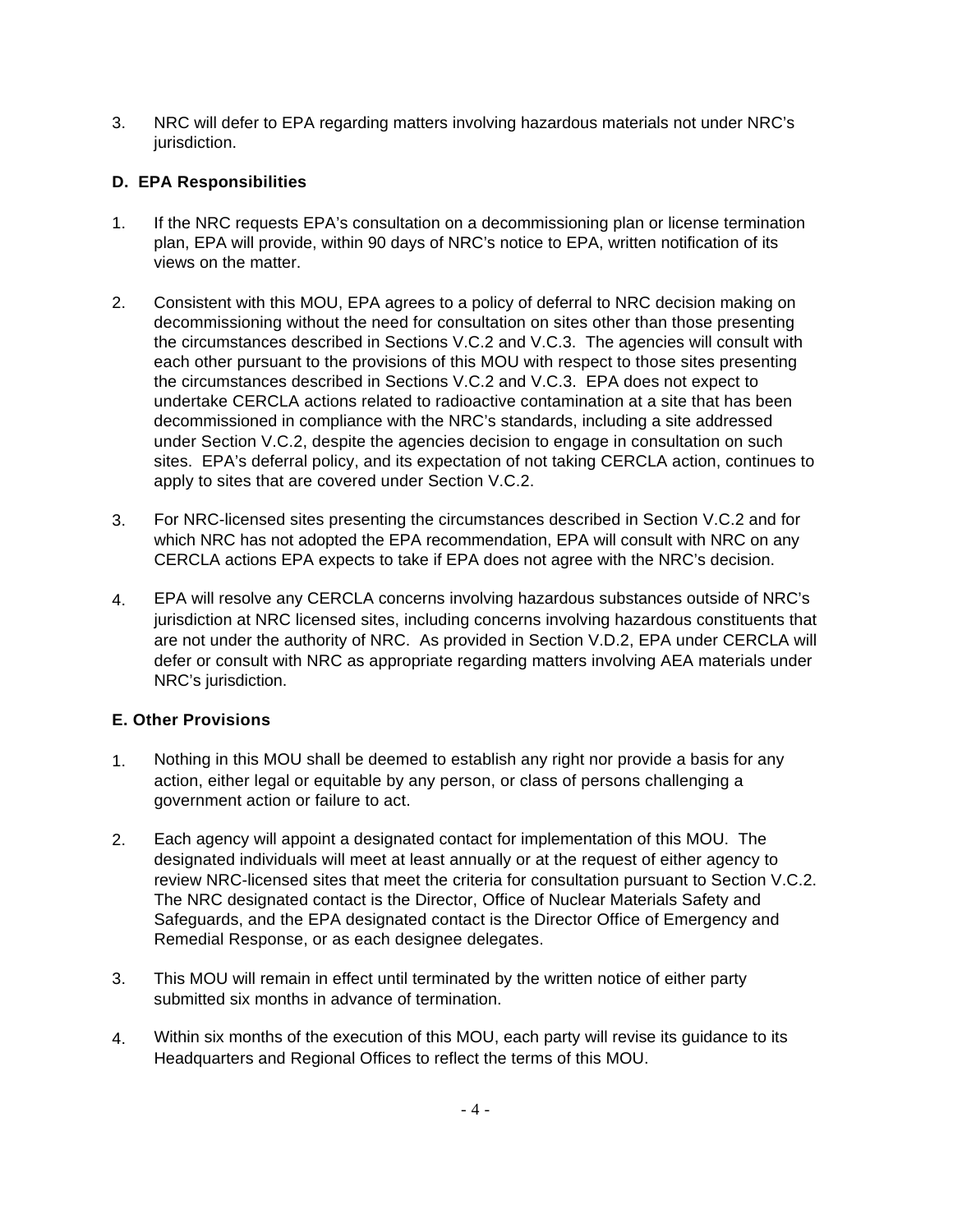3. NRC will defer to EPA regarding matters involving hazardous materials not under NRC's jurisdiction.

**D. EPA Responsibilities**

1. If the NRC requests EPA's consultation on a decommissioning plan or license termination plan, EPA will provide, within 90 days of NRC's notice to EPA, written notification of its views on the matter.

2. Consistent with this MOU, EPA agrees to a policy of deferral to NRC decision making on decommissioning without the need for consultation on sites other than those presenting the circumstances described in Sections V.C.2 and V.C.3. The agencies will consult with each other pursuant to the provisions of this MOU with respect to those sites presenting the circumstances described in Sections V.C.2 and V.C.3. EPA does not expect to undertake CERCLA actions related to radioactive contamination at a site that has been decommissioned in compliance with the NRC's standards, including a site addressed under Section V.C.2, despite the agencies decision to engage in consultation on such sites. EPA's deferral policy, and its expectation of not taking CERCLA action, continues to apply to sites that are covered under Section V.C.2.

3. For NRC-licensed sites presenting the circumstances described in Section V.C.2 and for which NRC has not adopted the EPA recommendation, EPA will consult with NRC on any CERCLA actions EPA expects to take if EPA does not agree with the NRC's decision.

4. EPA will resolve any CERCLA concerns involving hazardous substances outside of NRC's jurisdiction at NRC licensed sites, including concerns involving hazardous constituents that are not under the authority of NRC. As provided in Section V.D.2, EPA under CERCLA will defer or consult with NRC as appropriate regarding matters involving AEA materials under NRC's jurisdiction.

**E. Other Provisions**

1. Nothing in this MOU shall be deemed to establish any right nor provide a basis for any action, either legal or equitable by any person, or class of persons challenging a government action or failure to act.

2. Each agency will appoint a designated contact for implementation of this MOU. The designated individuals will meet at least annually or at the request of either agency to review NRC-licensed sites that meet the criteria for consultation pursuant to Section V.C.2. The NRC designated contact is the Director, Office of Nuclear Materials Safety and Safeguards, and the EPA designated contact is the Director Office of Emergency and Remedial Response, or as each designee delegates.

3. This MOU will remain in effect until terminated by the written notice of either party submitted six months in advance of termination.

4. Within six months of the execution of this MOU, each party will revise its guidance to its Headquarters and Regional Offices to reflect the terms of this MOU.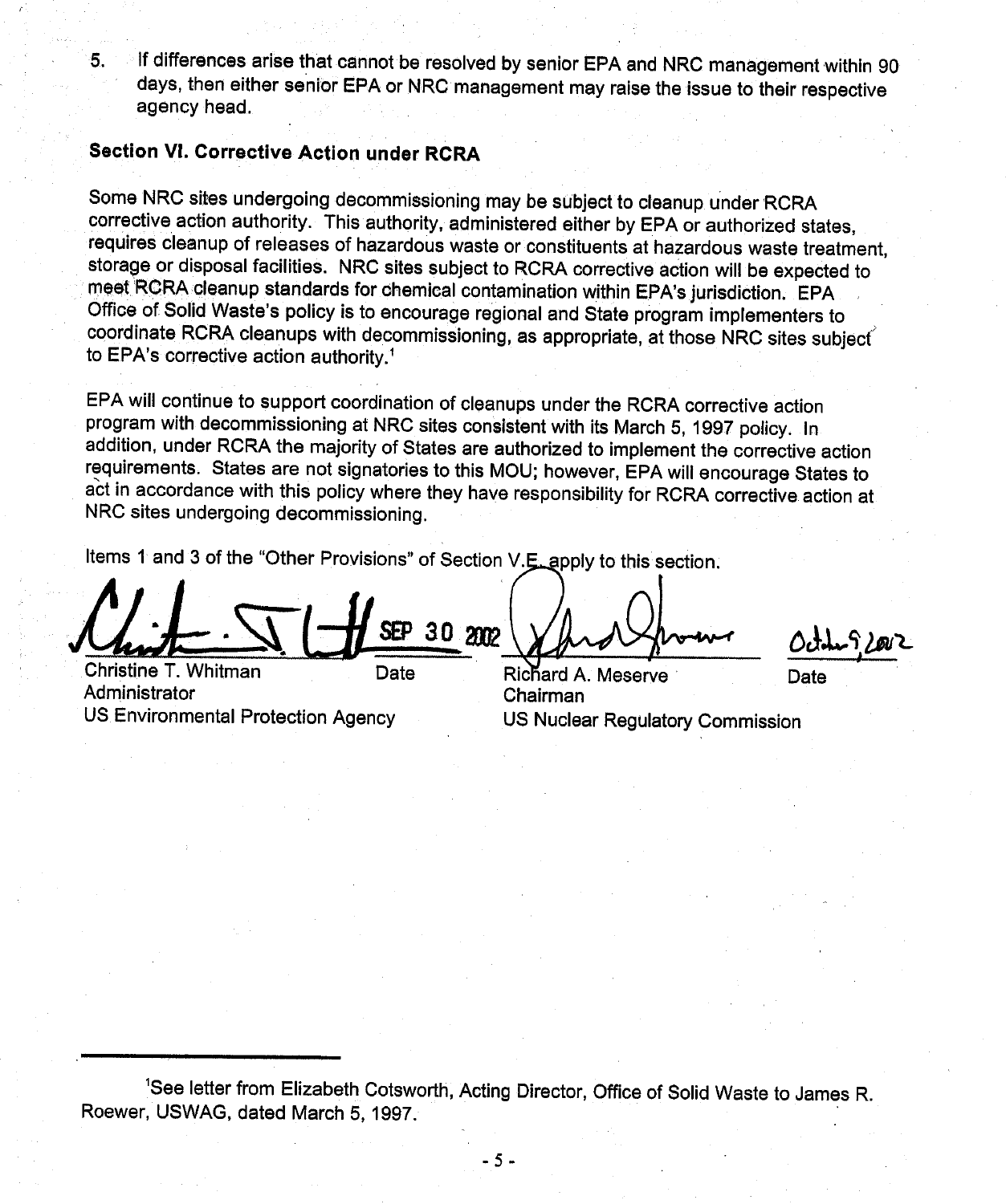5. If differences arise that cannot be resolved by senior EPA and NRC management within 90 days, then either senior EPA or NRC management may raise the issue to their respective agency head.

## Section VI. Corrective Action under RCRA

Some NRC sites undergoing decommissioning may be subject to cleanup under RCRA corrective action authority. This authority, administered either by EPA or authorized states, requires cleanup of releases of hazardous waste or constituents at hazardous waste treatment, storage or disposal facilities. NRC sites subject to RCRA corrective action will be expected to meet RCRA cleanup standards for chemical contamination within EPA's jurisdiction. EPA Office of Solid Waste's policy is to encourage regional and State program implementers to coordinate RCRA cleanups with decommissioning, as appropriate, at those NRC sites subject to EPA's corrective action authority.[1]

EPA will continue to support coordination of cleanups under the RCRA corrective action program with decommissioning at NRC sites consistent with its March 5, 1997 policy. In addition, under RCRA the majority of States are authorized to implement the corrective action requirements. States are not signatories to this MOU; however, EPA will encourage States to act in accordance with this policy where they have responsibility for RCRA corrective action at NRC sites undergoing decommissioning.

Items 1 and 3 of the "Other Provisions" of Section V.E. apply to this section.

| | | | |
|---|---|---|---|
| SEP 30 2002 | | October 9, 2002 | |
| Christine T. Whitman<br>Administrator<br>US Environmental Protection Agency | Date | Richard A. Meserve<br>Chairman<br>US Nuclear Regulatory Commission | Date |

---

[1]See letter from Elizabeth Cotsworth, Acting Director, Office of Solid Waste to James R. Roewer, USWAG, dated March 5, 1997.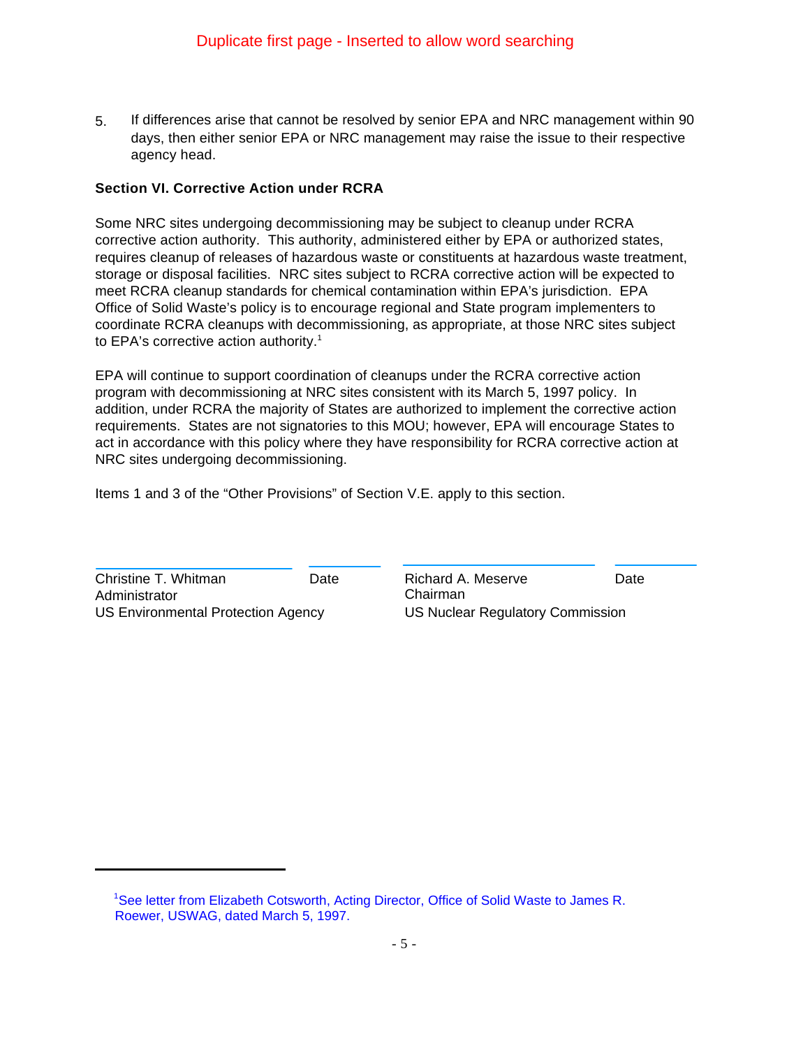Duplicate first page - Inserted to allow word searching

5. If differences arise that cannot be resolved by senior EPA and NRC management within 90 days, then either senior EPA or NRC management may raise the issue to their respective agency head.

**Section VI. Corrective Action under RCRA**

Some NRC sites undergoing decommissioning may be subject to cleanup under RCRA corrective action authority. This authority, administered either by EPA or authorized states, requires cleanup of releases of hazardous waste or constituents at hazardous waste treatment, storage or disposal facilities. NRC sites subject to RCRA corrective action will be expected to meet RCRA cleanup standards for chemical contamination within EPA's jurisdiction. EPA Office of Solid Waste's policy is to encourage regional and State program implementers to coordinate RCRA cleanups with decommissioning, as appropriate, at those NRC sites subject to EPA's corrective action authority.[1]

EPA will continue to support coordination of cleanups under the RCRA corrective action program with decommissioning at NRC sites consistent with its March 5, 1997 policy. In addition, under RCRA the majority of States are authorized to implement the corrective action requirements. States are not signatories to this MOU; however, EPA will encourage States to act in accordance with this policy where they have responsibility for RCRA corrective action at NRC sites undergoing decommissioning.

Items 1 and 3 of the "Other Provisions" of Section V.E. apply to this section.

| | | | |
|---|---|---|---|
| Christine T. Whitman<br>Administrator<br>US Environmental Protection Agency | Date | Richard A. Meserve<br>Chairman<br>US Nuclear Regulatory Commission | Date |

[1]See letter from Elizabeth Cotsworth, Acting Director, Office of Solid Waste to James R. Roewer, USWAG, dated March 5, 1997.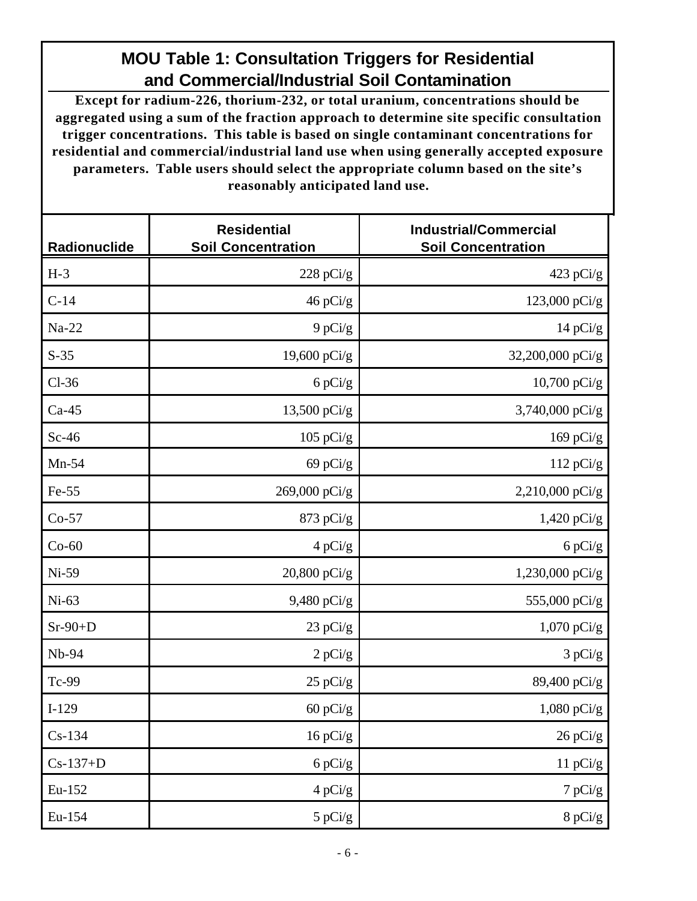## MOU Table 1: Consultation Triggers for Residential and Commercial/Industrial Soil Contamination

**Except for radium-226, thorium-232, or total uranium, concentrations should be aggregated using a sum of the fraction approach to determine site specific consultation trigger concentrations. This table is based on single contaminant concentrations for residential and commercial/industrial land use when using generally accepted exposure parameters. Table users should select the appropriate column based on the site's reasonably anticipated land use.**

| Radionuclide | Residential Soil Concentration | Industrial/Commercial Soil Concentration |
|---|---:|---:|
| H-3 | 228 pCi/g | 423 pCi/g |
| C-14 | 46 pCi/g | 123,000 pCi/g |
| Na-22 | 9 pCi/g | 14 pCi/g |
| S-35 | 19,600 pCi/g | 32,200,000 pCi/g |
| Cl-36 | 6 pCi/g | 10,700 pCi/g |
| Ca-45 | 13,500 pCi/g | 3,740,000 pCi/g |
| Sc-46 | 105 pCi/g | 169 pCi/g |
| Mn-54 | 69 pCi/g | 112 pCi/g |
| Fe-55 | 269,000 pCi/g | 2,210,000 pCi/g |
| Co-57 | 873 pCi/g | 1,420 pCi/g |
| Co-60 | 4 pCi/g | 6 pCi/g |
| Ni-59 | 20,800 pCi/g | 1,230,000 pCi/g |
| Ni-63 | 9,480 pCi/g | 555,000 pCi/g |
| Sr-90+D | 23 pCi/g | 1,070 pCi/g |
| Nb-94 | 2 pCi/g | 3 pCi/g |
| Tc-99 | 25 pCi/g | 89,400 pCi/g |
| I-129 | 60 pCi/g | 1,080 pCi/g |
| Cs-134 | 16 pCi/g | 26 pCi/g |
| Cs-137+D | 6 pCi/g | 11 pCi/g |
| Eu-152 | 4 pCi/g | 7 pCi/g |
| Eu-154 | 5 pCi/g | 8 pCi/g |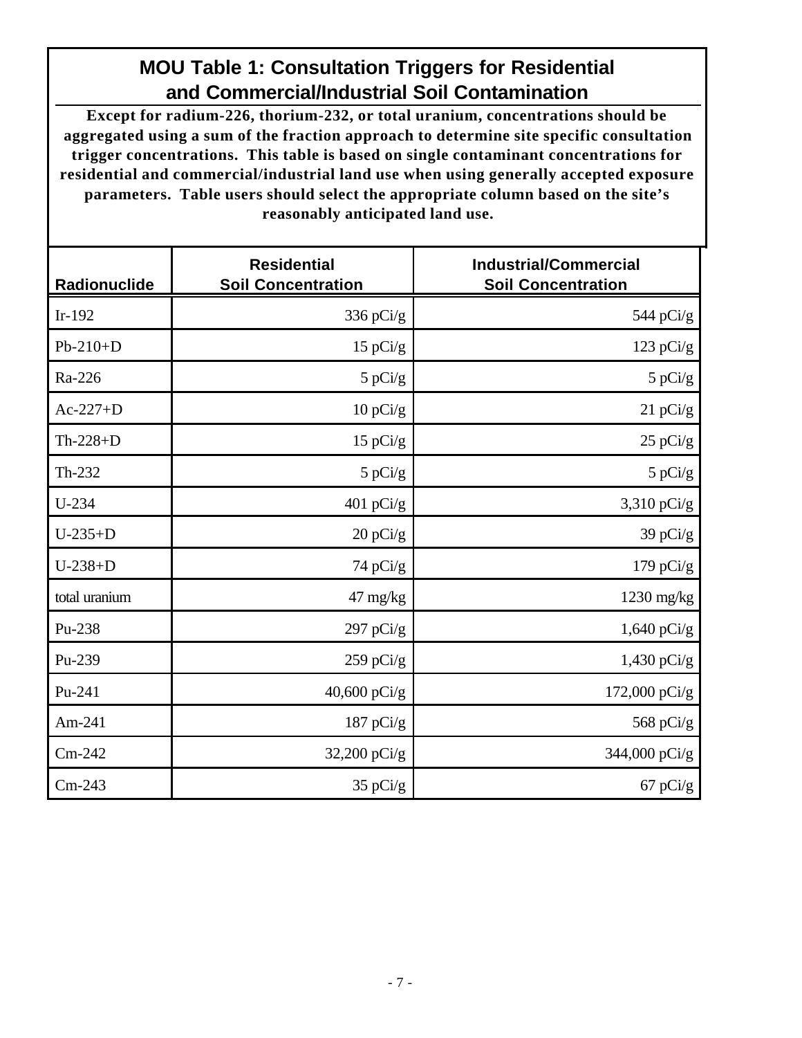## MOU Table 1: Consultation Triggers for Residential and Commercial/Industrial Soil Contamination

**Except for radium-226, thorium-232, or total uranium, concentrations should be aggregated using a sum of the fraction approach to determine site specific consultation trigger concentrations. This table is based on single contaminant concentrations for residential and commercial/industrial land use when using generally accepted exposure parameters. Table users should select the appropriate column based on the site's reasonably anticipated land use.**

| Radionuclide | Residential Soil Concentration | Industrial/Commercial Soil Concentration |
|---|---|---|
| Ir-192 | 336 pCi/g | 544 pCi/g |
| Pb-210+D | 15 pCi/g | 123 pCi/g |
| Ra-226 | 5 pCi/g | 5 pCi/g |
| Ac-227+D | 10 pCi/g | 21 pCi/g |
| Th-228+D | 15 pCi/g | 25 pCi/g |
| Th-232 | 5 pCi/g | 5 pCi/g |
| U-234 | 401 pCi/g | 3,310 pCi/g |
| U-235+D | 20 pCi/g | 39 pCi/g |
| U-238+D | 74 pCi/g | 179 pCi/g |
| total uranium | 47 mg/kg | 1230 mg/kg |
| Pu-238 | 297 pCi/g | 1,640 pCi/g |
| Pu-239 | 259 pCi/g | 1,430 pCi/g |
| Pu-241 | 40,600 pCi/g | 172,000 pCi/g |
| Am-241 | 187 pCi/g | 568 pCi/g |
| Cm-242 | 32,200 pCi/g | 344,000 pCi/g |
| Cm-243 | 35 pCi/g | 67 pCi/g |